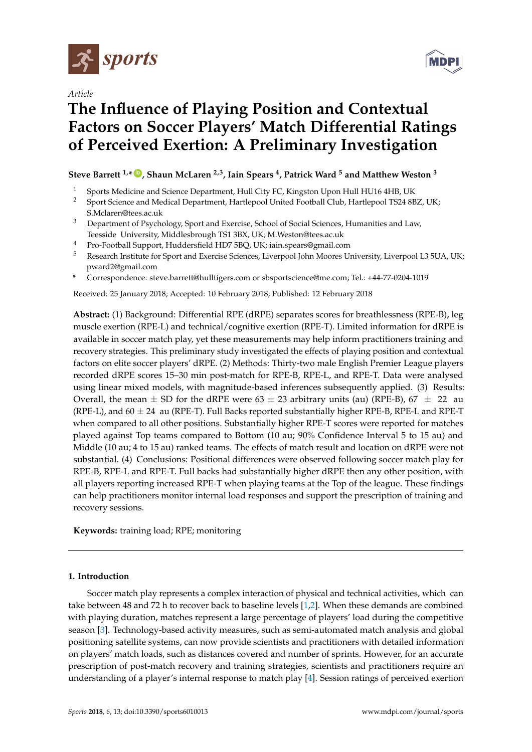Article

# The Influence of Playing Position and Contextual Factors on Soccer Players' Match Differential Ratings of Perceived Exertion: A Preliminary Investigation

**Steve Barrett [1,*], Shaun McLaren [2,3], Iain Spears [4], Patrick Ward [5] and Matthew Weston [3]**

1. Sports Medicine and Science Department, Hull City FC, Kingston Upon Hull HU16 4HB, UK
2. Sport Science and Medical Department, Hartlepool United Football Club, Hartlepool TS24 8BZ, UK; S.Mclaren@tees.ac.uk
3. Department of Psychology, Sport and Exercise, School of Social Sciences, Humanities and Law, Teesside University, Middlesbrough TS1 3BX, UK; M.Weston@tees.ac.uk
4. Pro-Football Support, Huddersfield HD7 5BQ, UK; iain.spears@gmail.com
5. Research Institute for Sport and Exercise Sciences, Liverpool John Moores University, Liverpool L3 5UA, UK; pward2@gmail.com

\* Correspondence: steve.barrett@hulltigers.com or sbsportscience@me.com; Tel.: +44-77-0204-1019

Received: 25 January 2018; Accepted: 10 February 2018; Published: 12 February 2018

**Abstract:** (1) Background: Differential RPE (dRPE) separates scores for breathlessness (RPE-B), leg muscle exertion (RPE-L) and technical/cognitive exertion (RPE-T). Limited information for dRPE is available in soccer match play, yet these measurements may help inform practitioners training and recovery strategies. This preliminary study investigated the effects of playing position and contextual factors on elite soccer players' dRPE. (2) Methods: Thirty-two male English Premier League players recorded dRPE scores 15–30 min post-match for RPE-B, RPE-L, and RPE-T. Data were analysed using linear mixed models, with magnitude-based inferences subsequently applied. (3) Results: Overall, the mean $\pm$ SD for the dRPE were 63 $\pm$ 23 arbitrary units (au) (RPE-B), 67 $\pm$ 22 au (RPE-L), and 60 $\pm$ 24 au (RPE-T). Full Backs reported substantially higher RPE-B, RPE-L and RPE-T when compared to all other positions. Substantially higher RPE-T scores were reported for matches played against Top teams compared to Bottom (10 au; 90% Confidence Interval 5 to 15 au) and Middle (10 au; 4 to 15 au) ranked teams. The effects of match result and location on dRPE were not substantial. (4) Conclusions: Positional differences were observed following soccer match play for RPE-B, RPE-L and RPE-T. Full backs had substantially higher dRPE then any other position, with all players reporting increased RPE-T when playing teams at the Top of the league. These findings can help practitioners monitor internal load responses and support the prescription of training and recovery sessions.

**Keywords:** training load; RPE; monitoring

## 1. Introduction

Soccer match play represents a complex interaction of physical and technical activities, which can take between 48 and 72 h to recover back to baseline levels [1,2]. When these demands are combined with playing duration, matches represent a large percentage of players' load during the competitive season [3]. Technology-based activity measures, such as semi-automated match analysis and global positioning satellite systems, can now provide scientists and practitioners with detailed information on players' match loads, such as distances covered and number of sprints. However, for an accurate prescription of post-match recovery and training strategies, scientists and practitioners require an understanding of a player's internal response to match play [4]. Session ratings of perceived exertion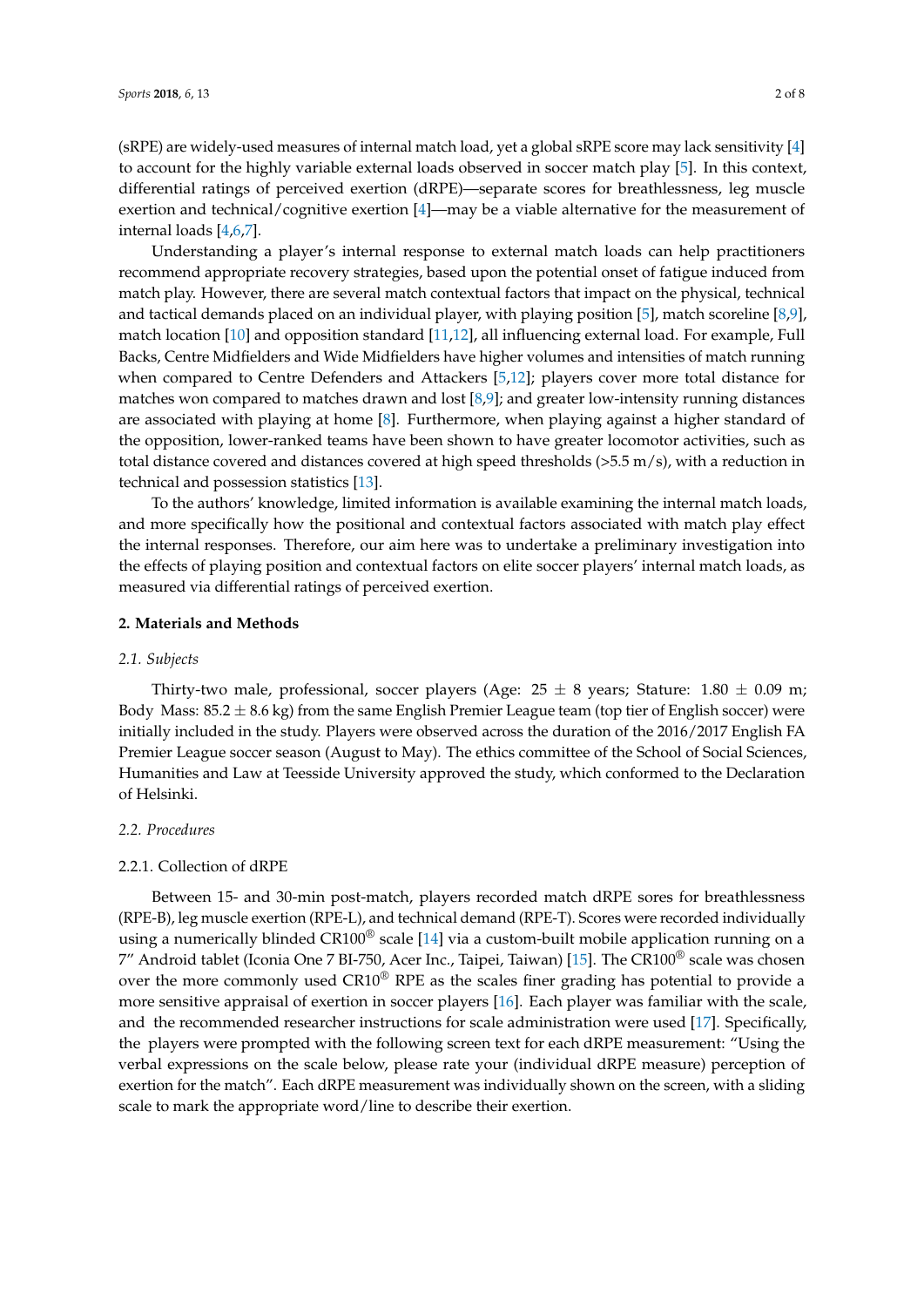(sRPE) are widely-used measures of internal match load, yet a global sRPE score may lack sensitivity [4] to account for the highly variable external loads observed in soccer match play [5]. In this context, differential ratings of perceived exertion (dRPE)—separate scores for breathlessness, leg muscle exertion and technical/cognitive exertion [4]—may be a viable alternative for the measurement of internal loads [4,6,7].

Understanding a player's internal response to external match loads can help practitioners recommend appropriate recovery strategies, based upon the potential onset of fatigue induced from match play. However, there are several match contextual factors that impact on the physical, technical and tactical demands placed on an individual player, with playing position [5], match scoreline [8,9], match location [10] and opposition standard [11,12], all influencing external load. For example, Full Backs, Centre Midfielders and Wide Midfielders have higher volumes and intensities of match running when compared to Centre Defenders and Attackers [5,12]; players cover more total distance for matches won compared to matches drawn and lost [8,9]; and greater low-intensity running distances are associated with playing at home [8]. Furthermore, when playing against a higher standard of the opposition, lower-ranked teams have been shown to have greater locomotor activities, such as total distance covered and distances covered at high speed thresholds (>5.5 m/s), with a reduction in technical and possession statistics [13].

To the authors' knowledge, limited information is available examining the internal match loads, and more specifically how the positional and contextual factors associated with match play effect the internal responses. Therefore, our aim here was to undertake a preliminary investigation into the effects of playing position and contextual factors on elite soccer players' internal match loads, as measured via differential ratings of perceived exertion.

## 2. Materials and Methods

### 2.1. Subjects

Thirty-two male, professional, soccer players (Age: 25 ± 8 years; Stature: 1.80 ± 0.09 m; Body Mass: 85.2 ± 8.6 kg) from the same English Premier League team (top tier of English soccer) were initially included in the study. Players were observed across the duration of the 2016/2017 English FA Premier League soccer season (August to May). The ethics committee of the School of Social Sciences, Humanities and Law at Teesside University approved the study, which conformed to the Declaration of Helsinki.

### 2.2. Procedures

#### 2.2.1. Collection of dRPE

Between 15- and 30-min post-match, players recorded match dRPE sores for breathlessness (RPE-B), leg muscle exertion (RPE-L), and technical demand (RPE-T). Scores were recorded individually using a numerically blinded CR100® scale [14] via a custom-built mobile application running on a 7″ Android tablet (Iconia One 7 BI-750, Acer Inc., Taipei, Taiwan) [15]. The CR100® scale was chosen over the more commonly used CR10® RPE as the scales finer grading has potential to provide a more sensitive appraisal of exertion in soccer players [16]. Each player was familiar with the scale, and the recommended researcher instructions for scale administration were used [17]. Specifically, the players were prompted with the following screen text for each dRPE measurement: "Using the verbal expressions on the scale below, please rate your (individual dRPE measure) perception of exertion for the match". Each dRPE measurement was individually shown on the screen, with a sliding scale to mark the appropriate word/line to describe their exertion.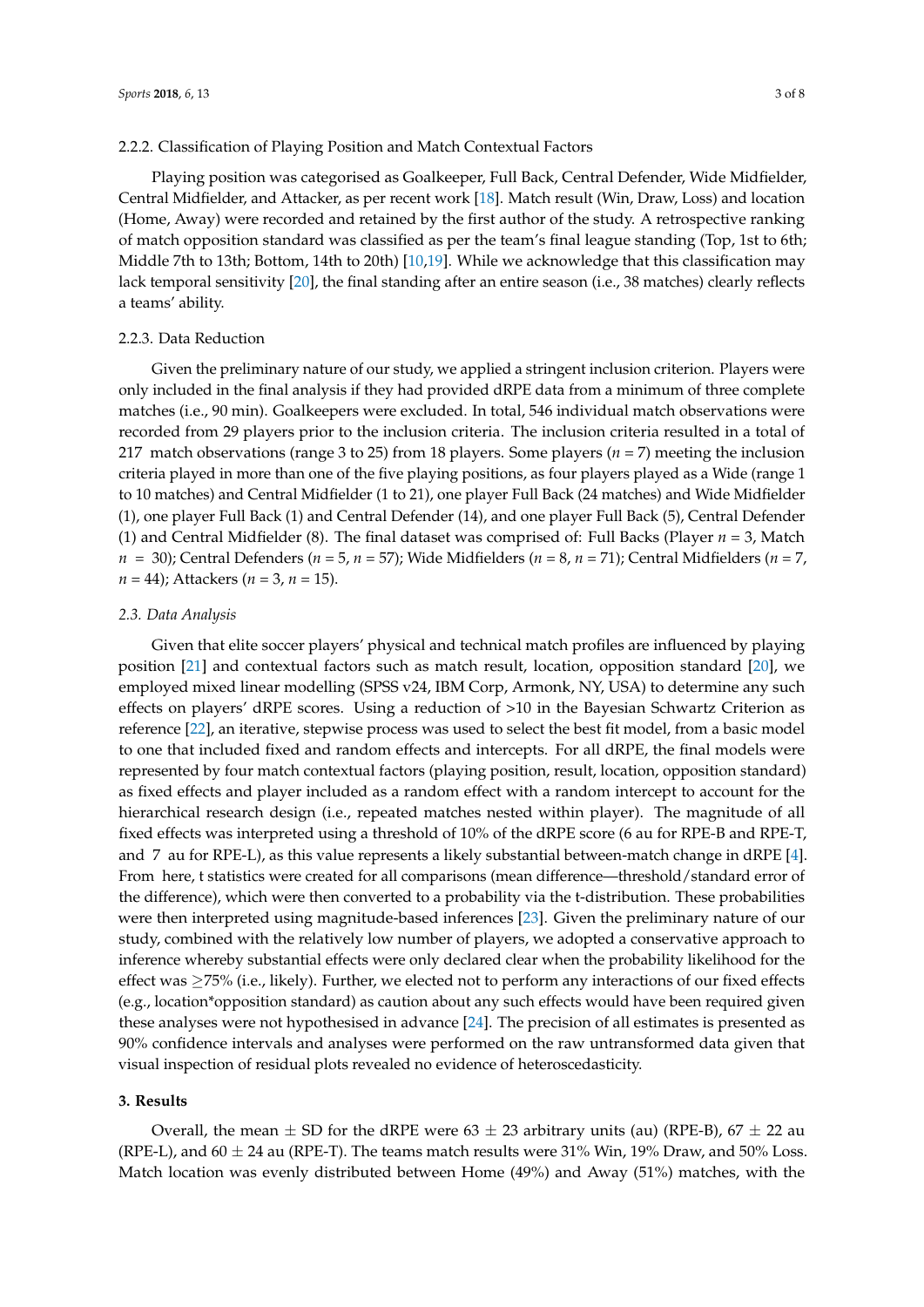#### 2.2.2. Classification of Playing Position and Match Contextual Factors

Playing position was categorised as Goalkeeper, Full Back, Central Defender, Wide Midfielder, Central Midfielder, and Attacker, as per recent work [18]. Match result (Win, Draw, Loss) and location (Home, Away) were recorded and retained by the first author of the study. A retrospective ranking of match opposition standard was classified as per the team's final league standing (Top, 1st to 6th; Middle 7th to 13th; Bottom, 14th to 20th) [10,19]. While we acknowledge that this classification may lack temporal sensitivity [20], the final standing after an entire season (i.e., 38 matches) clearly reflects a teams' ability.

#### 2.2.3. Data Reduction

Given the preliminary nature of our study, we applied a stringent inclusion criterion. Players were only included in the final analysis if they had provided dRPE data from a minimum of three complete matches (i.e., 90 min). Goalkeepers were excluded. In total, 546 individual match observations were recorded from 29 players prior to the inclusion criteria. The inclusion criteria resulted in a total of 217 match observations (range 3 to 25) from 18 players. Some players ($n = 7$) meeting the inclusion criteria played in more than one of the five playing positions, as four players played as a Wide (range 1 to 10 matches) and Central Midfielder (1 to 21), one player Full Back (24 matches) and Wide Midfielder (1), one player Full Back (1) and Central Defender (14), and one player Full Back (5), Central Defender (1) and Central Midfielder (8). The final dataset was comprised of: Full Backs (Player $n = 3$, Match $n = 30$); Central Defenders ($n = 5$, $n = 57$); Wide Midfielders ($n = 8$, $n = 71$); Central Midfielders ($n = 7$, $n = 44$); Attackers ($n = 3$, $n = 15$).

### *2.3. Data Analysis*

Given that elite soccer players' physical and technical match profiles are influenced by playing position [21] and contextual factors such as match result, location, opposition standard [20], we employed mixed linear modelling (SPSS v24, IBM Corp, Armonk, NY, USA) to determine any such effects on players' dRPE scores. Using a reduction of >10 in the Bayesian Schwartz Criterion as reference [22], an iterative, stepwise process was used to select the best fit model, from a basic model to one that included fixed and random effects and intercepts. For all dRPE, the final models were represented by four match contextual factors (playing position, result, location, opposition standard) as fixed effects and player included as a random effect with a random intercept to account for the hierarchical research design (i.e., repeated matches nested within player). The magnitude of all fixed effects was interpreted using a threshold of 10% of the dRPE score (6 au for RPE-B and RPE-T, and 7 au for RPE-L), as this value represents a likely substantial between-match change in dRPE [4]. From here, t statistics were created for all comparisons (mean difference—threshold/standard error of the difference), which were then converted to a probability via the t-distribution. These probabilities were then interpreted using magnitude-based inferences [23]. Given the preliminary nature of our study, combined with the relatively low number of players, we adopted a conservative approach to inference whereby substantial effects were only declared clear when the probability likelihood for the effect was ≥75% (i.e., likely). Further, we elected not to perform any interactions of our fixed effects (e.g., location*opposition standard) as caution about any such effects would have been required given these analyses were not hypothesised in advance [24]. The precision of all estimates is presented as 90% confidence intervals and analyses were performed on the raw untransformed data given that visual inspection of residual plots revealed no evidence of heteroscedasticity.

## 3. Results

Overall, the mean ± SD for the dRPE were 63 ± 23 arbitrary units (au) (RPE-B), 67 ± 22 au (RPE-L), and 60 ± 24 au (RPE-T). The teams match results were 31% Win, 19% Draw, and 50% Loss. Match location was evenly distributed between Home (49%) and Away (51%) matches, with the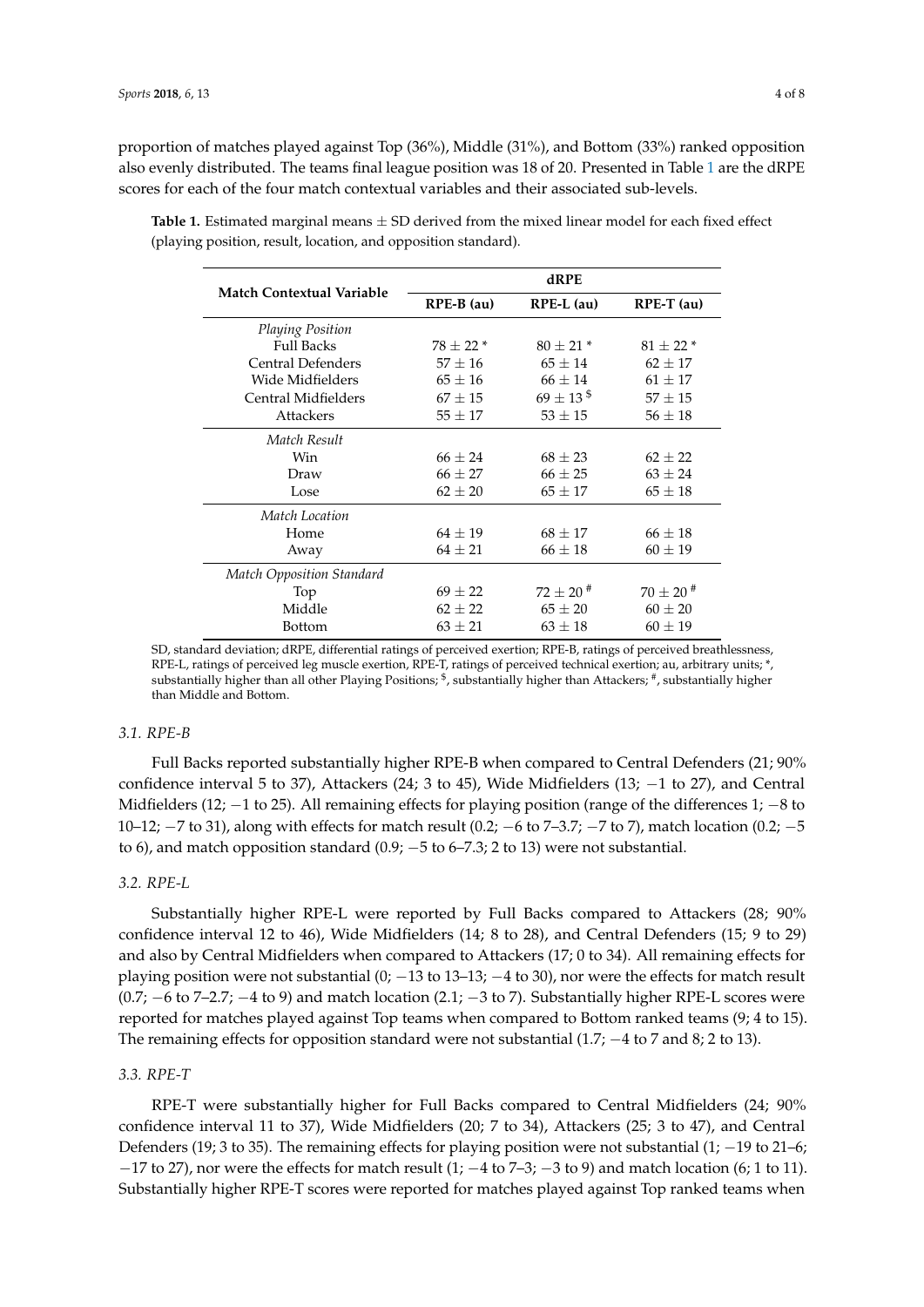proportion of matches played against Top (36%), Middle (31%), and Bottom (33%) ranked opposition also evenly distributed. The teams final league position was 18 of 20. Presented in Table 1 are the dRPE scores for each of the four match contextual variables and their associated sub-levels.

**Table 1.** Estimated marginal means ± SD derived from the mixed linear model for each fixed effect (playing position, result, location, and opposition standard).

| Match Contextual Variable | dRPE | | |
|---|---|---|---|
| | **RPE-B (au)** | **RPE-L (au)** | **RPE-T (au)** |
| *Playing Position* | | | |
| Full Backs | 78 ± 22 * | 80 ± 21 * | 81 ± 22 * |
| Central Defenders | 57 ± 16 | 65 ± 14 | 62 ± 17 |
| Wide Midfielders | 65 ± 16 | 66 ± 14 | 61 ± 17 |
| Central Midfielders | 67 ± 15 | 69 ± 13 $ | 57 ± 15 |
| Attackers | 55 ± 17 | 53 ± 15 | 56 ± 18 |
| *Match Result* | | | |
| Win | 66 ± 24 | 68 ± 23 | 62 ± 22 |
| Draw | 66 ± 27 | 66 ± 25 | 63 ± 24 |
| Lose | 62 ± 20 | 65 ± 17 | 65 ± 18 |
| *Match Location* | | | |
| Home | 64 ± 19 | 68 ± 17 | 66 ± 18 |
| Away | 64 ± 21 | 66 ± 18 | 60 ± 19 |
| *Match Opposition Standard* | | | |
| Top | 69 ± 22 | 72 ± 20 # | 70 ± 20 # |
| Middle | 62 ± 22 | 65 ± 20 | 60 ± 20 |
| Bottom | 63 ± 21 | 63 ± 18 | 60 ± 19 |

SD, standard deviation; dRPE, differential ratings of perceived exertion; RPE-B, ratings of perceived breathlessness, RPE-L, ratings of perceived leg muscle exertion, RPE-T, ratings of perceived technical exertion; au, arbitrary units; *, substantially higher than all other Playing Positions; $, substantially higher than Attackers; #, substantially higher than Middle and Bottom.

### 3.1. RPE-B

Full Backs reported substantially higher RPE-B when compared to Central Defenders (21; 90% confidence interval 5 to 37), Attackers (24; 3 to 45), Wide Midfielders (13; −1 to 27), and Central Midfielders (12; −1 to 25). All remaining effects for playing position (range of the differences 1; −8 to 10–12; −7 to 31), along with effects for match result (0.2; −6 to 7–3.7; −7 to 7), match location (0.2; −5 to 6), and match opposition standard (0.9; −5 to 6–7.3; 2 to 13) were not substantial.

### 3.2. RPE-L

Substantially higher RPE-L were reported by Full Backs compared to Attackers (28; 90% confidence interval 12 to 46), Wide Midfielders (14; 8 to 28), and Central Defenders (15; 9 to 29) and also by Central Midfielders when compared to Attackers (17; 0 to 34). All remaining effects for playing position were not substantial (0; −13 to 13–13; −4 to 30), nor were the effects for match result (0.7; −6 to 7–2.7; −4 to 9) and match location (2.1; −3 to 7). Substantially higher RPE-L scores were reported for matches played against Top teams when compared to Bottom ranked teams (9; 4 to 15). The remaining effects for opposition standard were not substantial (1.7; −4 to 7 and 8; 2 to 13).

### 3.3. RPE-T

RPE-T were substantially higher for Full Backs compared to Central Midfielders (24; 90% confidence interval 11 to 37), Wide Midfielders (20; 7 to 34), Attackers (25; 3 to 47), and Central Defenders (19; 3 to 35). The remaining effects for playing position were not substantial (1; −19 to 21–6; −17 to 27), nor were the effects for match result (1; −4 to 7–3; −3 to 9) and match location (6; 1 to 11). Substantially higher RPE-T scores were reported for matches played against Top ranked teams when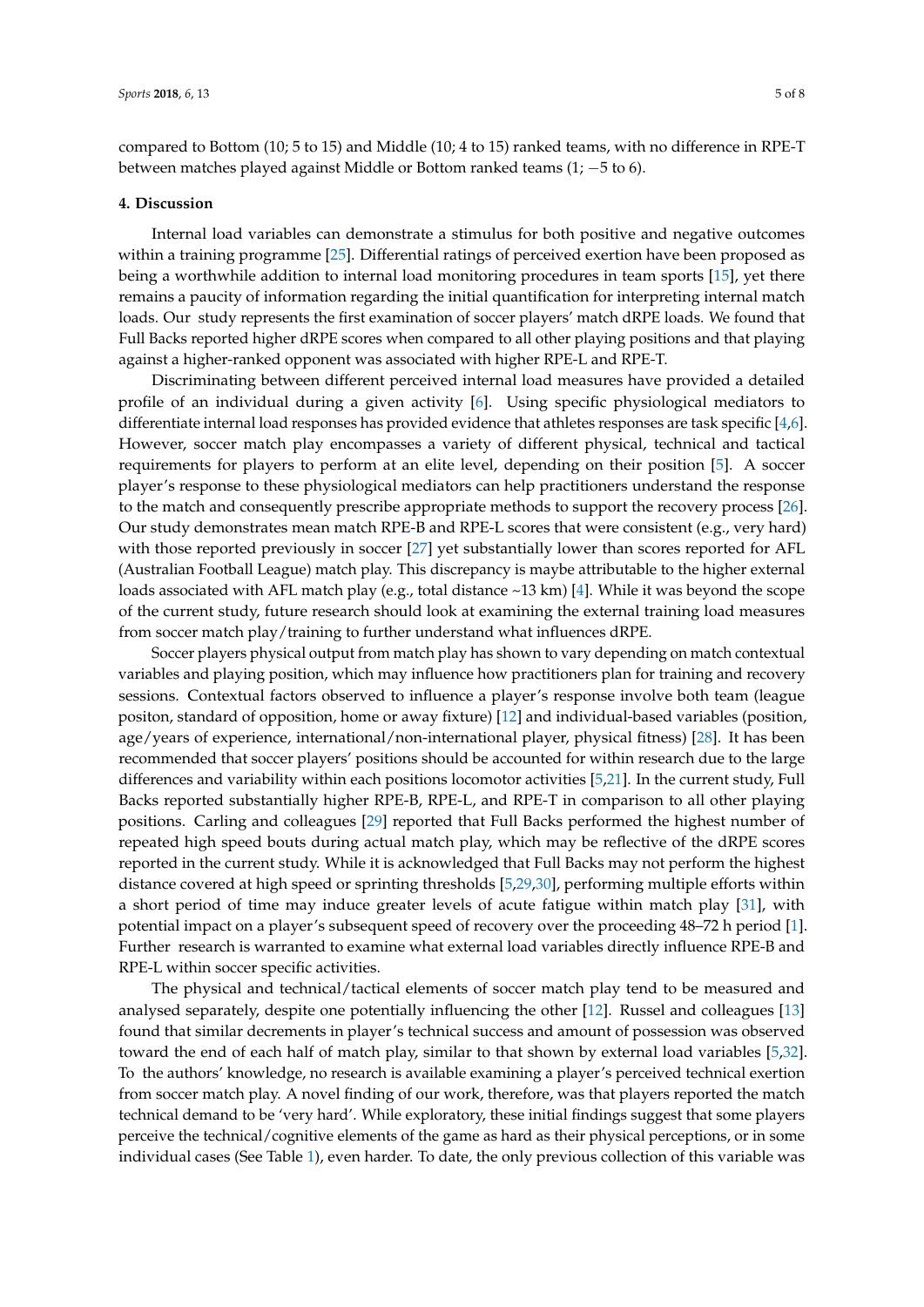compared to Bottom (10; 5 to 15) and Middle (10; 4 to 15) ranked teams, with no difference in RPE-T between matches played against Middle or Bottom ranked teams (1; −5 to 6).

## 4. Discussion

Internal load variables can demonstrate a stimulus for both positive and negative outcomes within a training programme [25]. Differential ratings of perceived exertion have been proposed as being a worthwhile addition to internal load monitoring procedures in team sports [15], yet there remains a paucity of information regarding the initial quantification for interpreting internal match loads. Our study represents the first examination of soccer players' match dRPE loads. We found that Full Backs reported higher dRPE scores when compared to all other playing positions and that playing against a higher-ranked opponent was associated with higher RPE-L and RPE-T.

Discriminating between different perceived internal load measures have provided a detailed profile of an individual during a given activity [6]. Using specific physiological mediators to differentiate internal load responses has provided evidence that athletes responses are task specific [4,6]. However, soccer match play encompasses a variety of different physical, technical and tactical requirements for players to perform at an elite level, depending on their position [5]. A soccer player's response to these physiological mediators can help practitioners understand the response to the match and consequently prescribe appropriate methods to support the recovery process [26]. Our study demonstrates mean match RPE-B and RPE-L scores that were consistent (e.g., very hard) with those reported previously in soccer [27] yet substantially lower than scores reported for AFL (Australian Football League) match play. This discrepancy is maybe attributable to the higher external loads associated with AFL match play (e.g., total distance ~13 km) [4]. While it was beyond the scope of the current study, future research should look at examining the external training load measures from soccer match play/training to further understand what influences dRPE.

Soccer players physical output from match play has shown to vary depending on match contextual variables and playing position, which may influence how practitioners plan for training and recovery sessions. Contextual factors observed to influence a player's response involve both team (league positon, standard of opposition, home or away fixture) [12] and individual-based variables (position, age/years of experience, international/non-international player, physical fitness) [28]. It has been recommended that soccer players' positions should be accounted for within research due to the large differences and variability within each positions locomotor activities [5,21]. In the current study, Full Backs reported substantially higher RPE-B, RPE-L, and RPE-T in comparison to all other playing positions. Carling and colleagues [29] reported that Full Backs performed the highest number of repeated high speed bouts during actual match play, which may be reflective of the dRPE scores reported in the current study. While it is acknowledged that Full Backs may not perform the highest distance covered at high speed or sprinting thresholds [5,29,30], performing multiple efforts within a short period of time may induce greater levels of acute fatigue within match play [31], with potential impact on a player's subsequent speed of recovery over the proceeding 48–72 h period [1]. Further research is warranted to examine what external load variables directly influence RPE-B and RPE-L within soccer specific activities.

The physical and technical/tactical elements of soccer match play tend to be measured and analysed separately, despite one potentially influencing the other [12]. Russel and colleagues [13] found that similar decrements in player's technical success and amount of possession was observed toward the end of each half of match play, similar to that shown by external load variables [5,32]. To the authors' knowledge, no research is available examining a player's perceived technical exertion from soccer match play. A novel finding of our work, therefore, was that players reported the match technical demand to be 'very hard'. While exploratory, these initial findings suggest that some players perceive the technical/cognitive elements of the game as hard as their physical perceptions, or in some individual cases (See Table 1), even harder. To date, the only previous collection of this variable was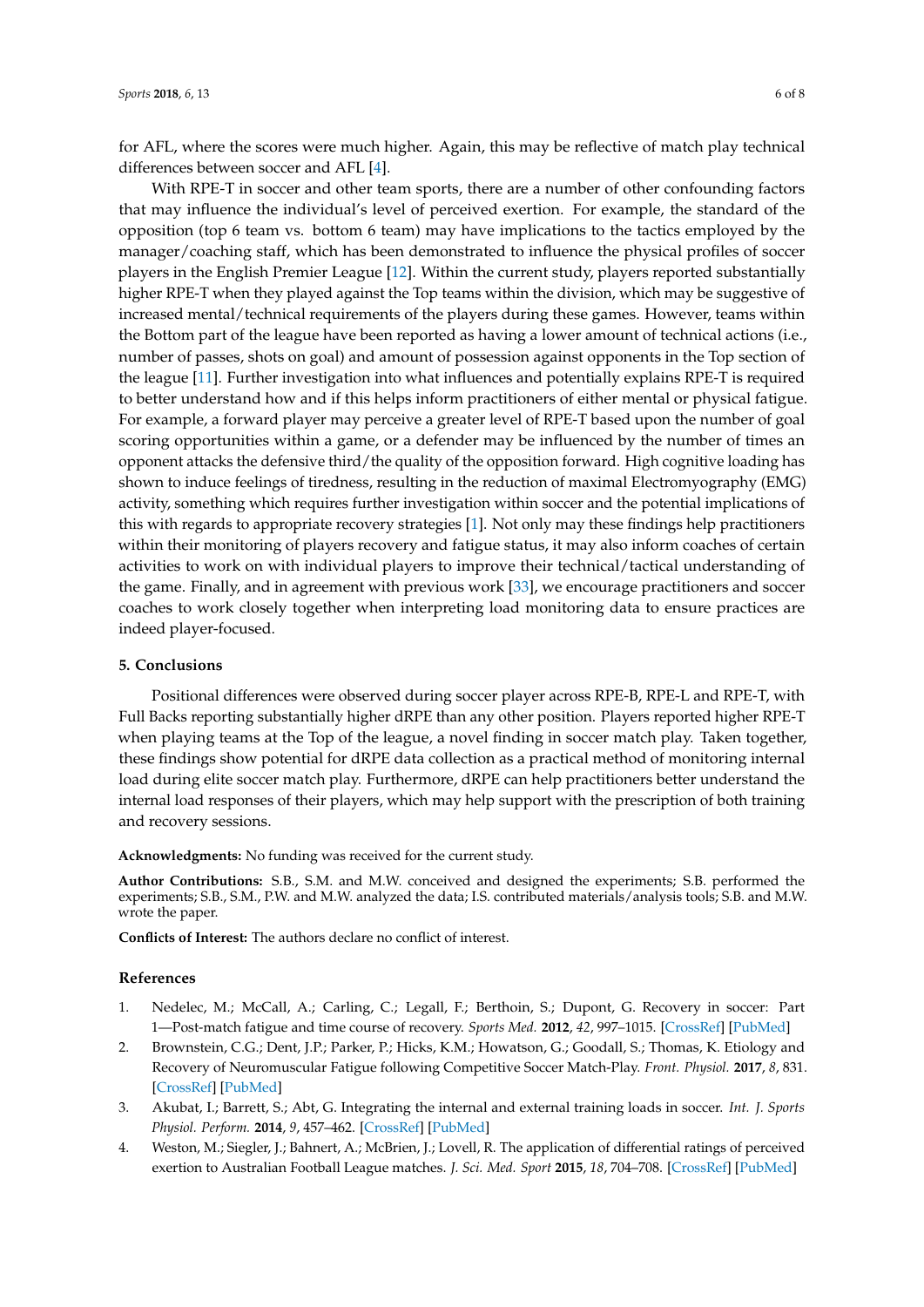for AFL, where the scores were much higher. Again, this may be reflective of match play technical differences between soccer and AFL [4].

With RPE-T in soccer and other team sports, there are a number of other confounding factors that may influence the individual's level of perceived exertion. For example, the standard of the opposition (top 6 team vs. bottom 6 team) may have implications to the tactics employed by the manager/coaching staff, which has been demonstrated to influence the physical profiles of soccer players in the English Premier League [12]. Within the current study, players reported substantially higher RPE-T when they played against the Top teams within the division, which may be suggestive of increased mental/technical requirements of the players during these games. However, teams within the Bottom part of the league have been reported as having a lower amount of technical actions (i.e., number of passes, shots on goal) and amount of possession against opponents in the Top section of the league [11]. Further investigation into what influences and potentially explains RPE-T is required to better understand how and if this helps inform practitioners of either mental or physical fatigue. For example, a forward player may perceive a greater level of RPE-T based upon the number of goal scoring opportunities within a game, or a defender may be influenced by the number of times an opponent attacks the defensive third/the quality of the opposition forward. High cognitive loading has shown to induce feelings of tiredness, resulting in the reduction of maximal Electromyography (EMG) activity, something which requires further investigation within soccer and the potential implications of this with regards to appropriate recovery strategies [1]. Not only may these findings help practitioners within their monitoring of players recovery and fatigue status, it may also inform coaches of certain activities to work on with individual players to improve their technical/tactical understanding of the game. Finally, and in agreement with previous work [33], we encourage practitioners and soccer coaches to work closely together when interpreting load monitoring data to ensure practices are indeed player-focused.

## 5. Conclusions

Positional differences were observed during soccer player across RPE-B, RPE-L and RPE-T, with Full Backs reporting substantially higher dRPE than any other position. Players reported higher RPE-T when playing teams at the Top of the league, a novel finding in soccer match play. Taken together, these findings show potential for dRPE data collection as a practical method of monitoring internal load during elite soccer match play. Furthermore, dRPE can help practitioners better understand the internal load responses of their players, which may help support with the prescription of both training and recovery sessions.

**Acknowledgments:** No funding was received for the current study.

**Author Contributions:** S.B., S.M. and M.W. conceived and designed the experiments; S.B. performed the experiments; S.B., S.M., P.W. and M.W. analyzed the data; I.S. contributed materials/analysis tools; S.B. and M.W. wrote the paper.

**Conflicts of Interest:** The authors declare no conflict of interest.

## References

1. Nedelec, M.; McCall, A.; Carling, C.; Legall, F.; Berthoin, S.; Dupont, G. Recovery in soccer: Part 1—Post-match fatigue and time course of recovery. *Sports Med.* **2012**, *42*, 997–1015. [CrossRef] [PubMed]
2. Brownstein, C.G.; Dent, J.P.; Parker, P.; Hicks, K.M.; Howatson, G.; Goodall, S.; Thomas, K. Etiology and Recovery of Neuromuscular Fatigue following Competitive Soccer Match-Play. *Front. Physiol.* **2017**, *8*, 831. [CrossRef] [PubMed]
3. Akubat, I.; Barrett, S.; Abt, G. Integrating the internal and external training loads in soccer. *Int. J. Sports Physiol. Perform.* **2014**, *9*, 457–462. [CrossRef] [PubMed]
4. Weston, M.; Siegler, J.; Bahnert, A.; McBrien, J.; Lovell, R. The application of differential ratings of perceived exertion to Australian Football League matches. *J. Sci. Med. Sport* **2015**, *18*, 704–708. [CrossRef] [PubMed]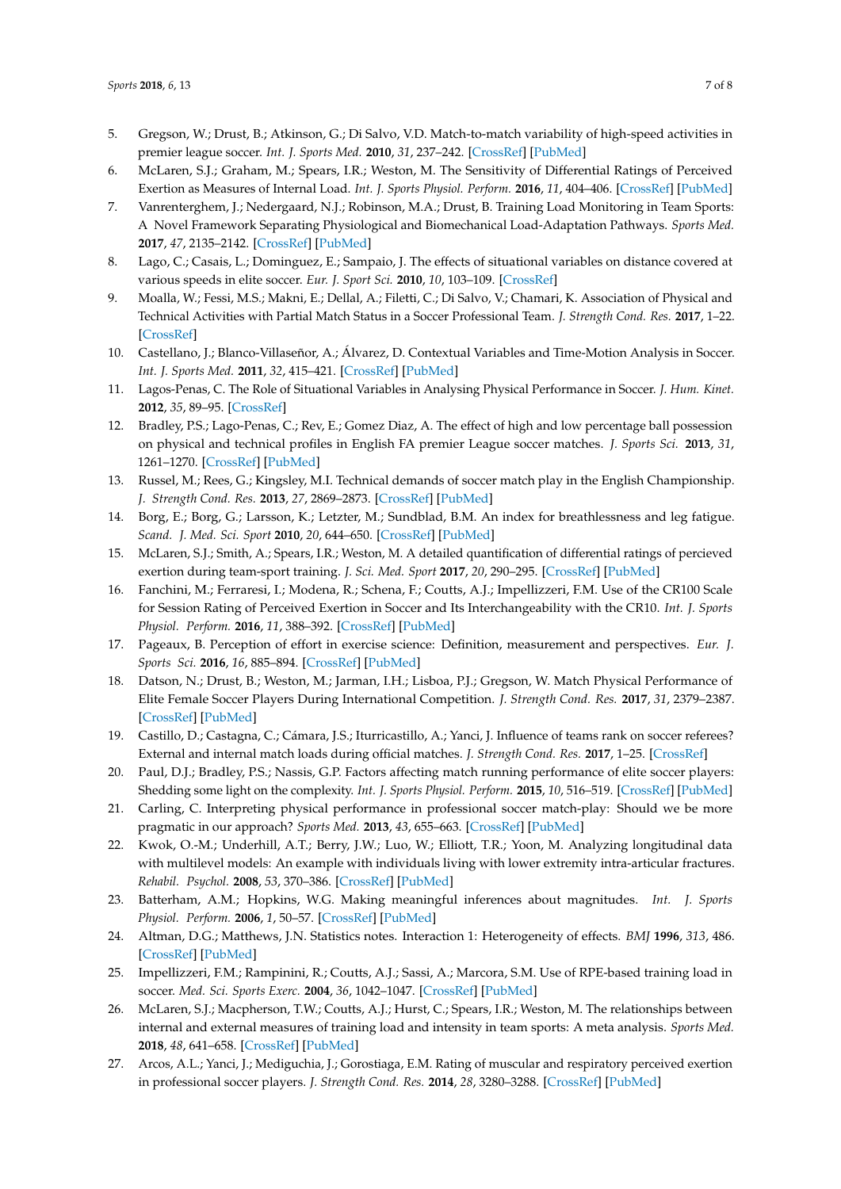5. Gregson, W.; Drust, B.; Atkinson, G.; Di Salvo, V.D. Match-to-match variability of high-speed activities in premier league soccer. *Int. J. Sports Med.* **2010**, *31*, 237–242. [CrossRef] [PubMed]
6. McLaren, S.J.; Graham, M.; Spears, I.R.; Weston, M. The Sensitivity of Differential Ratings of Perceived Exertion as Measures of Internal Load. *Int. J. Sports Physiol. Perform.* **2016**, *11*, 404–406. [CrossRef] [PubMed]
7. Vanrenterghem, J.; Nedergaard, N.J.; Robinson, M.A.; Drust, B. Training Load Monitoring in Team Sports: A Novel Framework Separating Physiological and Biomechanical Load-Adaptation Pathways. *Sports Med.* **2017**, *47*, 2135–2142. [CrossRef] [PubMed]
8. Lago, C.; Casais, L.; Dominguez, E.; Sampaio, J. The effects of situational variables on distance covered at various speeds in elite soccer. *Eur. J. Sport Sci.* **2010**, *10*, 103–109. [CrossRef]
9. Moalla, W.; Fessi, M.S.; Makni, E.; Dellal, A.; Filetti, C.; Di Salvo, V.; Chamari, K. Association of Physical and Technical Activities with Partial Match Status in a Soccer Professional Team. *J. Strength Cond. Res.* **2017**, 1–22. [CrossRef]
10. Castellano, J.; Blanco-Villaseñor, A.; Álvarez, D. Contextual Variables and Time-Motion Analysis in Soccer. *Int. J. Sports Med.* **2011**, *32*, 415–421. [CrossRef] [PubMed]
11. Lagos-Penas, C. The Role of Situational Variables in Analysing Physical Performance in Soccer. *J. Hum. Kinet.* **2012**, *35*, 89–95. [CrossRef]
12. Bradley, P.S.; Lago-Penas, C.; Rev, E.; Gomez Diaz, A. The effect of high and low percentage ball possession on physical and technical profiles in English FA premier League soccer matches. *J. Sports Sci.* **2013**, *31*, 1261–1270. [CrossRef] [PubMed]
13. Russel, M.; Rees, G.; Kingsley, M.I. Technical demands of soccer match play in the English Championship. *J. Strength Cond. Res.* **2013**, *27*, 2869–2873. [CrossRef] [PubMed]
14. Borg, E.; Borg, G.; Larsson, K.; Letzter, M.; Sundblad, B.M. An index for breathlessness and leg fatigue. *Scand. J. Med. Sci. Sport* **2010**, *20*, 644–650. [CrossRef] [PubMed]
15. McLaren, S.J.; Smith, A.; Spears, I.R.; Weston, M. A detailed quantification of differential ratings of percieved exertion during team-sport training. *J. Sci. Med. Sport* **2017**, *20*, 290–295. [CrossRef] [PubMed]
16. Fanchini, M.; Ferraresi, I.; Modena, R.; Schena, F.; Coutts, A.J.; Impellizzeri, F.M. Use of the CR100 Scale for Session Rating of Perceived Exertion in Soccer and Its Interchangeability with the CR10. *Int. J. Sports Physiol. Perform.* **2016**, *11*, 388–392. [CrossRef] [PubMed]
17. Pageaux, B. Perception of effort in exercise science: Definition, measurement and perspectives. *Eur. J. Sports Sci.* **2016**, *16*, 885–894. [CrossRef] [PubMed]
18. Datson, N.; Drust, B.; Weston, M.; Jarman, I.H.; Lisboa, P.J.; Gregson, W. Match Physical Performance of Elite Female Soccer Players During International Competition. *J. Strength Cond. Res.* **2017**, *31*, 2379–2387. [CrossRef] [PubMed]
19. Castillo, D.; Castagna, C.; Cámara, J.S.; Iturricastillo, A.; Yanci, J. Influence of teams rank on soccer referees? External and internal match loads during official matches. *J. Strength Cond. Res.* **2017**, 1–25. [CrossRef]
20. Paul, D.J.; Bradley, P.S.; Nassis, G.P. Factors affecting match running performance of elite soccer players: Shedding some light on the complexity. *Int. J. Sports Physiol. Perform.* **2015**, *10*, 516–519. [CrossRef] [PubMed]
21. Carling, C. Interpreting physical performance in professional soccer match-play: Should we be more pragmatic in our approach? *Sports Med.* **2013**, *43*, 655–663. [CrossRef] [PubMed]
22. Kwok, O.-M.; Underhill, A.T.; Berry, J.W.; Luo, W.; Elliott, T.R.; Yoon, M. Analyzing longitudinal data with multilevel models: An example with individuals living with lower extremity intra-articular fractures. *Rehabil. Psychol.* **2008**, *53*, 370–386. [CrossRef] [PubMed]
23. Batterham, A.M.; Hopkins, W.G. Making meaningful inferences about magnitudes. *Int. J. Sports Physiol. Perform.* **2006**, *1*, 50–57. [CrossRef] [PubMed]
24. Altman, D.G.; Matthews, J.N. Statistics notes. Interaction 1: Heterogeneity of effects. *BMJ* **1996**, *313*, 486. [CrossRef] [PubMed]
25. Impellizzeri, F.M.; Rampinini, R.; Coutts, A.J.; Sassi, A.; Marcora, S.M. Use of RPE-based training load in soccer. *Med. Sci. Sports Exerc.* **2004**, *36*, 1042–1047. [CrossRef] [PubMed]
26. McLaren, S.J.; Macpherson, T.W.; Coutts, A.J.; Hurst, C.; Spears, I.R.; Weston, M. The relationships between internal and external measures of training load and intensity in team sports: A meta analysis. *Sports Med.* **2018**, *48*, 641–658. [CrossRef] [PubMed]
27. Arcos, A.L.; Yanci, J.; Mediguchia, J.; Gorostiaga, E.M. Rating of muscular and respiratory perceived exertion in professional soccer players. *J. Strength Cond. Res.* **2014**, *28*, 3280–3288. [CrossRef] [PubMed]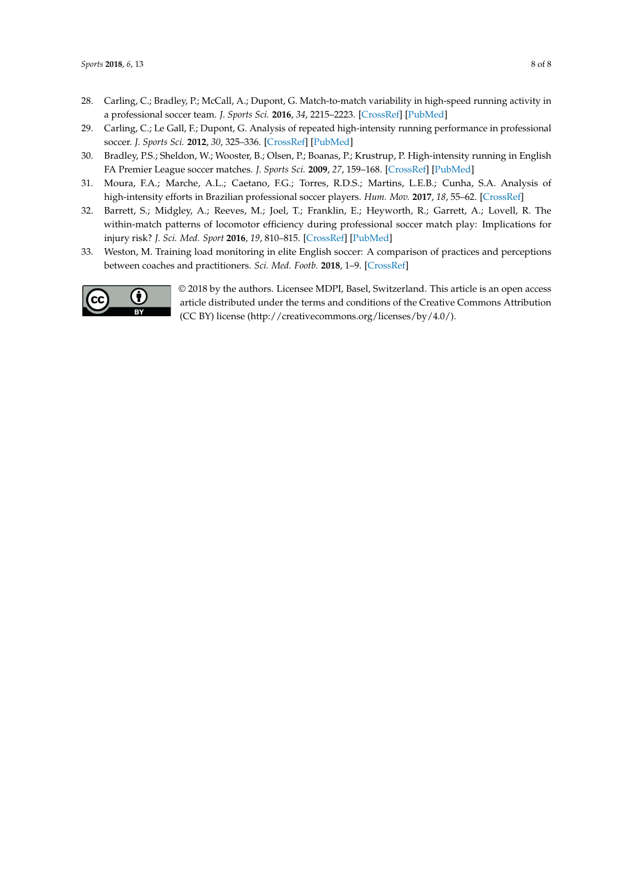28. Carling, C.; Bradley, P.; McCall, A.; Dupont, G. Match-to-match variability in high-speed running activity in a professional soccer team. *J. Sports Sci.* **2016**, *34*, 2215–2223. [CrossRef] [PubMed]
29. Carling, C.; Le Gall, F.; Dupont, G. Analysis of repeated high-intensity running performance in professional soccer. *J. Sports Sci.* **2012**, *30*, 325–336. [CrossRef] [PubMed]
30. Bradley, P.S.; Sheldon, W.; Wooster, B.; Olsen, P.; Boanas, P.; Krustrup, P. High-intensity running in English FA Premier League soccer matches. *J. Sports Sci.* **2009**, *27*, 159–168. [CrossRef] [PubMed]
31. Moura, F.A.; Marche, A.L.; Caetano, F.G.; Torres, R.D.S.; Martins, L.E.B.; Cunha, S.A. Analysis of high-intensity efforts in Brazilian professional soccer players. *Hum. Mov.* **2017**, *18*, 55–62. [CrossRef]
32. Barrett, S.; Midgley, A.; Reeves, M.; Joel, T.; Franklin, E.; Heyworth, R.; Garrett, A.; Lovell, R. The within-match patterns of locomotor efficiency during professional soccer match play: Implications for injury risk? *J. Sci. Med. Sport* **2016**, *19*, 810–815. [CrossRef] [PubMed]
33. Weston, M. Training load monitoring in elite English soccer: A comparison of practices and perceptions between coaches and practitioners. *Sci. Med. Footb.* **2018**, 1–9. [CrossRef]

© 2018 by the authors. Licensee MDPI, Basel, Switzerland. This article is an open access article distributed under the terms and conditions of the Creative Commons Attribution (CC BY) license (http://creativecommons.org/licenses/by/4.0/).